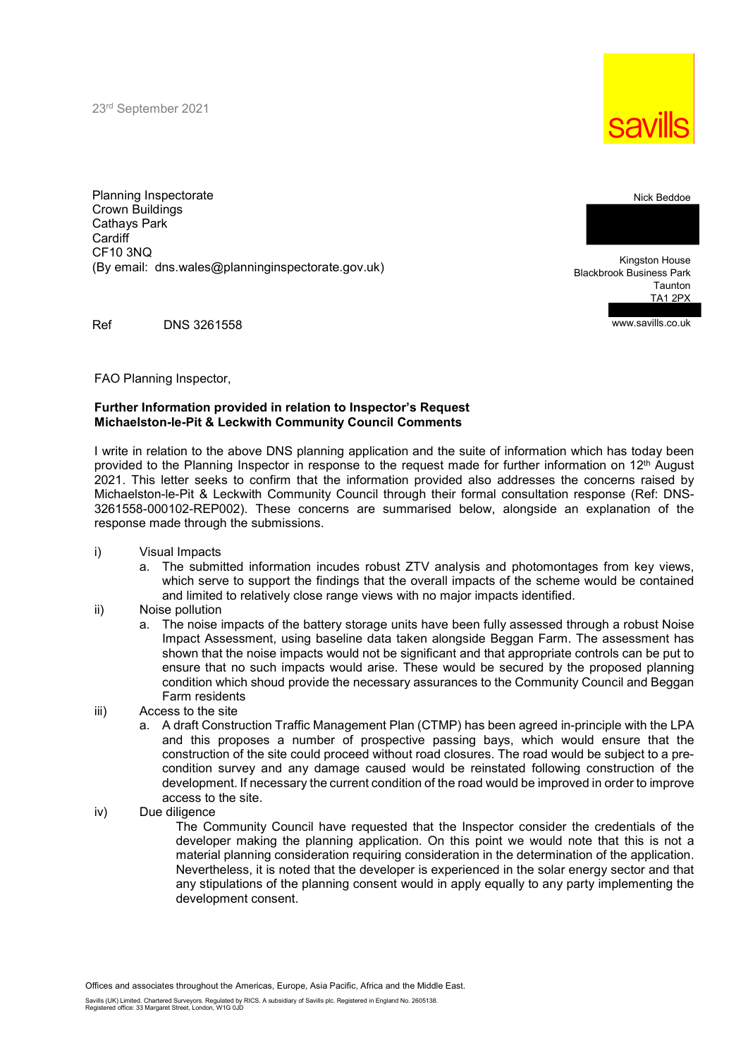23rd September 2021

savills

Nick Beddoe

Kingston House
Blackbrook Business Park
Taunton
TA1 2PX

www.savills.co.uk

Planning Inspectorate
Crown Buildings
Cathays Park
Cardiff
CF10 3NQ
(By email: dns.wales@planninginspectorate.gov.uk)

Ref DNS 3261558

FAO Planning Inspector,

**Further Information provided in relation to Inspector's Request**
**Michaelston-le-Pit & Leckwith Community Council Comments**

I write in relation to the above DNS planning application and the suite of information which has today been provided to the Planning Inspector in response to the request made for further information on 12th August 2021. This letter seeks to confirm that the information provided also addresses the concerns raised by Michaelston-le-Pit & Leckwith Community Council through their formal consultation response (Ref: DNS-3261558-000102-REP002). These concerns are summarised below, alongside an explanation of the response made through the submissions.

i) Visual Impacts
   a. The submitted information incudes robust ZTV analysis and photomontages from key views, which serve to support the findings that the overall impacts of the scheme would be contained and limited to relatively close range views with no major impacts identified.

ii) Noise pollution
   a. The noise impacts of the battery storage units have been fully assessed through a robust Noise Impact Assessment, using baseline data taken alongside Beggan Farm. The assessment has shown that the noise impacts would not be significant and that appropriate controls can be put to ensure that no such impacts would arise. These would be secured by the proposed planning condition which shoud provide the necessary assurances to the Community Council and Beggan Farm residents

iii) Access to the site
   a. A draft Construction Traffic Management Plan (CTMP) has been agreed in-principle with the LPA and this proposes a number of prospective passing bays, which would ensure that the construction of the site could proceed without road closures. The road would be subject to a pre-condition survey and any damage caused would be reinstated following construction of the development. If necessary the current condition of the road would be improved in order to improve access to the site.

iv) Due diligence

   The Community Council have requested that the Inspector consider the credentials of the developer making the planning application. On this point we would note that this is not a material planning consideration requiring consideration in the determination of the application. Nevertheless, it is noted that the developer is experienced in the solar energy sector and that any stipulations of the planning consent would in apply equally to any party implementing the development consent.

Offices and associates throughout the Americas, Europe, Asia Pacific, Africa and the Middle East.

Savills (UK) Limited. Chartered Surveyors. Regulated by RICS. A subsidiary of Savills plc. Registered in England No. 2605138.
Registered office: 33 Margaret Street, London, W1G 0JD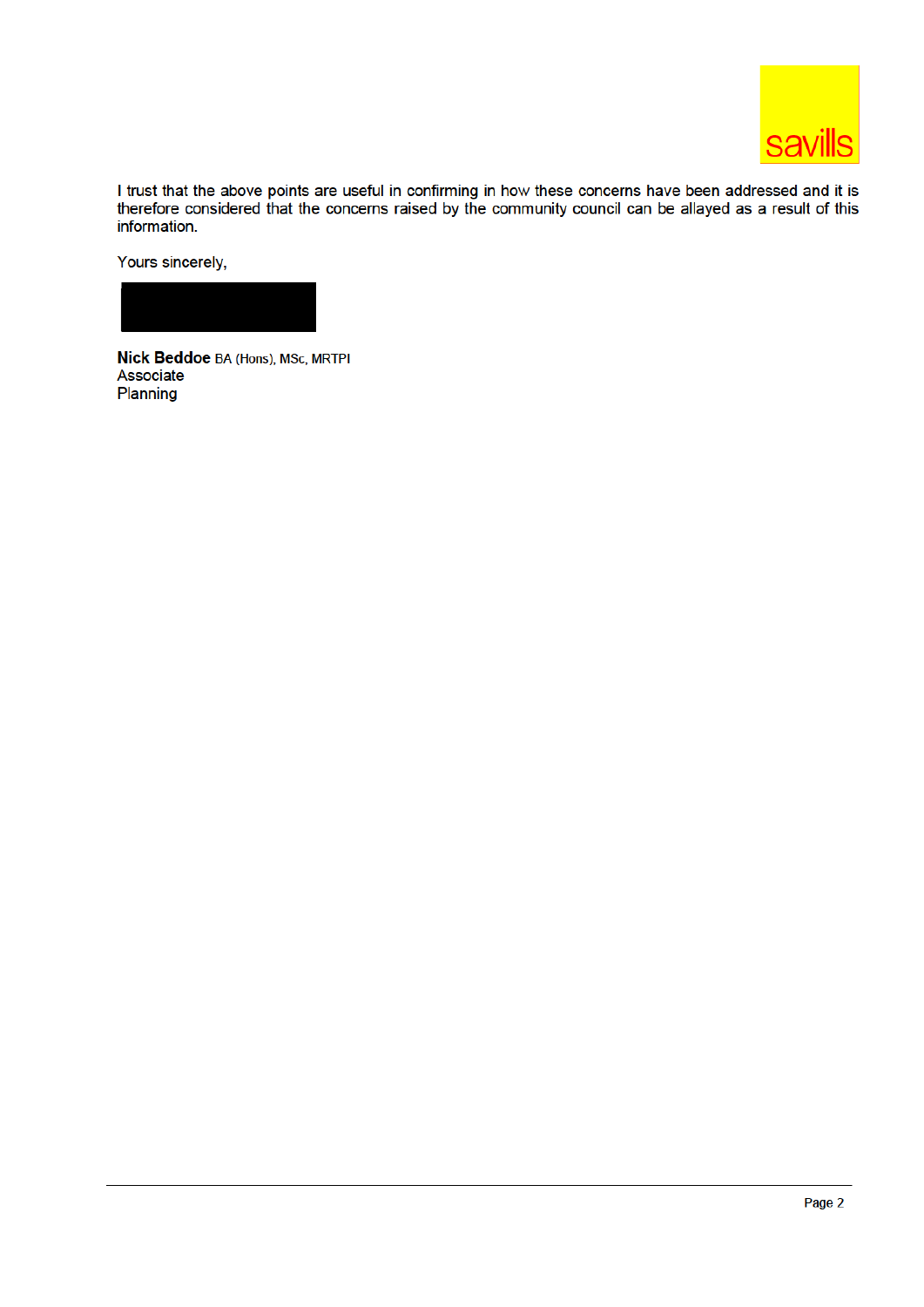I trust that the above points are useful in confirming in how these concerns have been addressed and it is therefore considered that the concerns raised by the community council can be allayed as a result of this information.

Yours sincerely,

**Nick Beddoe** BA (Hons), MSc, MRTPI
Associate
Planning